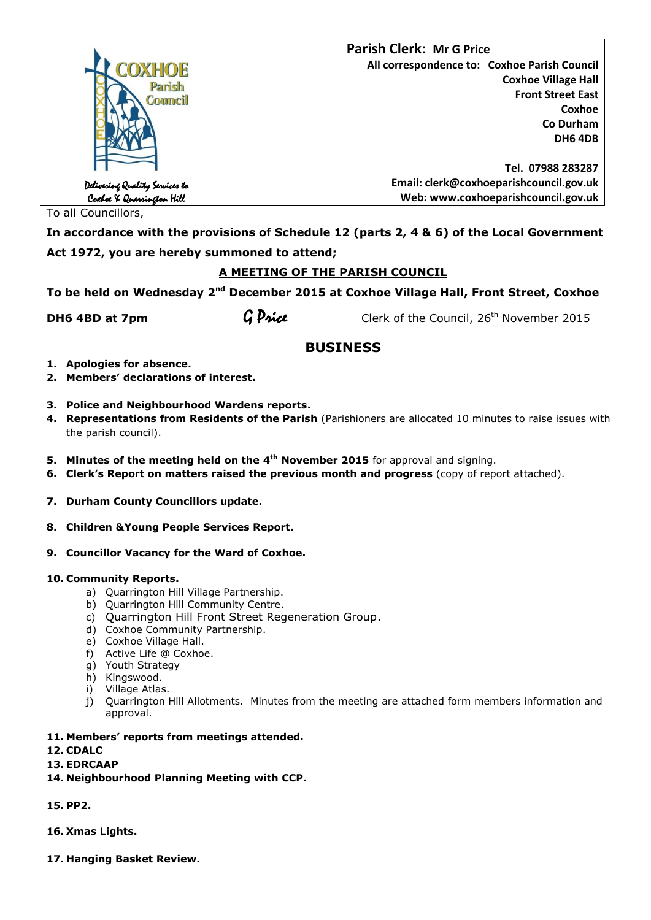COXHOE Parish Council

Delivering Quality Services to Coxhoe & Quarrington Hill

**Parish Clerk: Mr G Price**

**All correspondence to: Coxhoe Parish Council**
**Coxhoe Village Hall**
**Front Street East**
**Coxhoe**
**Co Durham**
**DH6 4DB**

**Tel. 07988 283287**
**Email: clerk@coxhoeparishcouncil.gov.uk**
**Web: www.coxhoeparishcouncil.gov.uk**

To all Councillors,

**In accordance with the provisions of Schedule 12 (parts 2, 4 & 6) of the Local Government Act 1972, you are hereby summoned to attend;**

## A MEETING OF THE PARISH COUNCIL

**To be held on Wednesday 2nd December 2015 at Coxhoe Village Hall, Front Street, Coxhoe DH6 4BD at 7pm**

*G Price* Clerk of the Council, 26th November 2015

## BUSINESS

1. **Apologies for absence.**
2. **Members' declarations of interest.**
3. **Police and Neighbourhood Wardens reports.**
4. **Representations from Residents of the Parish** (Parishioners are allocated 10 minutes to raise issues with the parish council).
5. **Minutes of the meeting held on the 4th November 2015** for approval and signing.
6. **Clerk's Report on matters raised the previous month and progress** (copy of report attached).
7. **Durham County Councillors update.**
8. **Children &Young People Services Report.**
9. **Councillor Vacancy for the Ward of Coxhoe.**
10. **Community Reports.**
    a) Quarrington Hill Village Partnership.
    b) Quarrington Hill Community Centre.
    c) Quarrington Hill Front Street Regeneration Group.
    d) Coxhoe Community Partnership.
    e) Coxhoe Village Hall.
    f) Active Life @ Coxhoe.
    g) Youth Strategy
    h) Kingswood.
    i) Village Atlas.
    j) Quarrington Hill Allotments. Minutes from the meeting are attached form members information and approval.
11. **Members' reports from meetings attended.**
12. **CDALC**
13. **EDRCAAP**
14. **Neighbourhood Planning Meeting with CCP.**
15. **PP2.**
16. **Xmas Lights.**
17. **Hanging Basket Review.**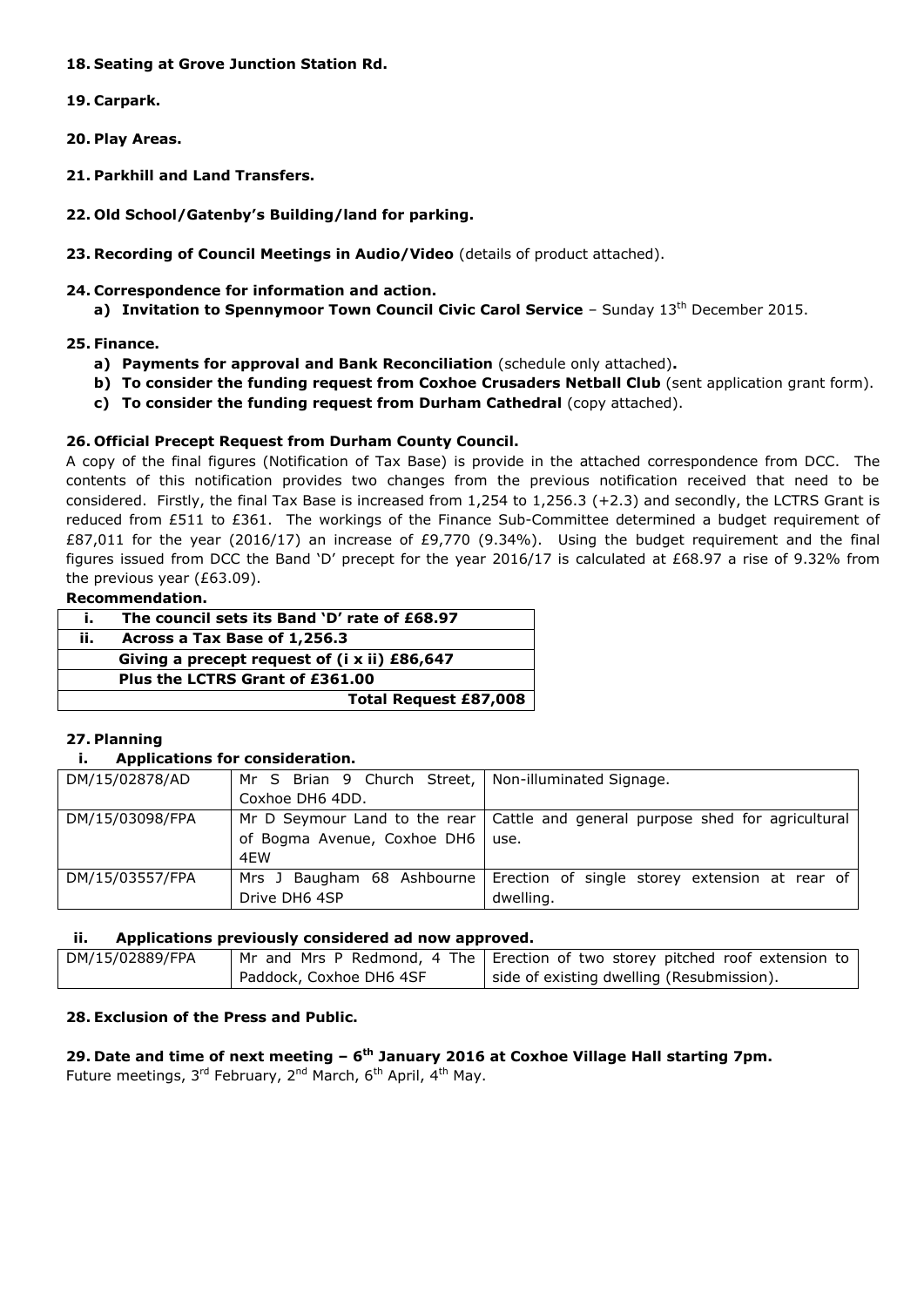**18. Seating at Grove Junction Station Rd.**

**19. Carpark.**

**20. Play Areas.**

**21. Parkhill and Land Transfers.**

**22. Old School/Gatenby's Building/land for parking.**

**23. Recording of Council Meetings in Audio/Video** (details of product attached).

**24. Correspondence for information and action.**

- **a) Invitation to Spennymoor Town Council Civic Carol Service** – Sunday 13th December 2015.

**25. Finance.**

- **a) Payments for approval and Bank Reconciliation** (schedule only attached)**.**
- **b) To consider the funding request from Coxhoe Crusaders Netball Club** (sent application grant form).
- **c) To consider the funding request from Durham Cathedral** (copy attached).

**26. Official Precept Request from Durham County Council.**

A copy of the final figures (Notification of Tax Base) is provide in the attached correspondence from DCC. The contents of this notification provides two changes from the previous notification received that need to be considered. Firstly, the final Tax Base is increased from 1,254 to 1,256.3 (+2.3) and secondly, the LCTRS Grant is reduced from £511 to £361. The workings of the Finance Sub-Committee determined a budget requirement of £87,011 for the year (2016/17) an increase of £9,770 (9.34%). Using the budget requirement and the final figures issued from DCC the Band 'D' precept for the year 2016/17 is calculated at £68.97 a rise of 9.32% from the previous year (£63.09).

**Recommendation.**

| | |
|---|---|
| **i.** | **The council sets its Band 'D' rate of £68.97** |
| **ii.** | **Across a Tax Base of 1,256.3** |
| | **Giving a precept request of (i x ii) £86,647** |
| | **Plus the LCTRS Grant of £361.00** |
| | **Total Request £87,008** |

**27. Planning**

**i. Applications for consideration.**

| | | |
|---|---|---|
| DM/15/02878/AD | Mr S Brian 9 Church Street, Coxhoe DH6 4DD. | Non-illuminated Signage. |
| DM/15/03098/FPA | Mr D Seymour Land to the rear of Bogma Avenue, Coxhoe DH6 4EW | Cattle and general purpose shed for agricultural use. |
| DM/15/03557/FPA | Mrs J Baugham 68 Ashbourne Drive DH6 4SP | Erection of single storey extension at rear of dwelling. |

**ii. Applications previously considered ad now approved.**

| | | |
|---|---|---|
| DM/15/02889/FPA | Mr and Mrs P Redmond, 4 The Paddock, Coxhoe DH6 4SF | Erection of two storey pitched roof extension to side of existing dwelling (Resubmission). |

**28. Exclusion of the Press and Public.**

**29. Date and time of next meeting – 6th January 2016 at Coxhoe Village Hall starting 7pm.**

Future meetings, 3rd February, 2nd March, 6th April, 4th May.